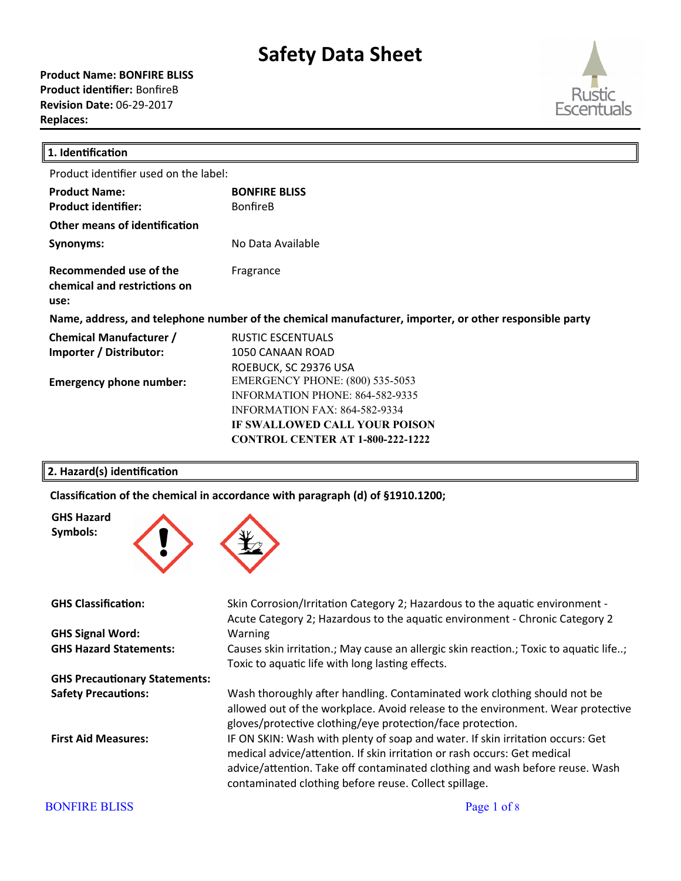# Safety Data Sheet

**Product Name: BONFIRE BLISS**
**Product identifier:** BonfireB
**Revision Date:** 06-29-2017
**Replaces:**

## 1. Identification

Product identifier used on the label:

| | |
|---|---|
| **Product Name:** | **BONFIRE BLISS** |
| **Product identifier:** | BonfireB |
| **Other means of identification** | |
| **Synonyms:** | No Data Available |
| **Recommended use of the chemical and restrictions on use:** | Fragrance |

**Name, address, and telephone number of the chemical manufacturer, importer, or other responsible party**

| | |
|---|---|
| **Chemical Manufacturer / Importer / Distributor:** | RUSTIC ESCENTUALS<br>1050 CANAAN ROAD<br>ROEBUCK, SC 29376 USA |
| **Emergency phone number:** | EMERGENCY PHONE: (800) 535-5053<br>INFORMATION PHONE: 864-582-9335<br>INFORMATION FAX: 864-582-9334<br>**IF SWALLOWED CALL YOUR POISON CONTROL CENTER AT 1-800-222-1222** |

## 2. Hazard(s) identification

**Classification of the chemical in accordance with paragraph (d) of §1910.1200;**

**GHS Hazard Symbols:**

| | |
|---|---|
| **GHS Classification:** | Skin Corrosion/Irritation Category 2; Hazardous to the aquatic environment - Acute Category 2; Hazardous to the aquatic environment - Chronic Category 2 |
| **GHS Signal Word:** | Warning |
| **GHS Hazard Statements:** | Causes skin irritation.; May cause an allergic skin reaction.; Toxic to aquatic life..; Toxic to aquatic life with long lasting effects. |
| **GHS Precautionary Statements:** | |
| **Safety Precautions:** | Wash thoroughly after handling. Contaminated work clothing should not be allowed out of the workplace. Avoid release to the environment. Wear protective gloves/protective clothing/eye protection/face protection. |
| **First Aid Measures:** | IF ON SKIN: Wash with plenty of soap and water. If skin irritation occurs: Get medical advice/attention. If skin irritation or rash occurs: Get medical advice/attention. Take off contaminated clothing and wash before reuse. Wash contaminated clothing before reuse. Collect spillage. |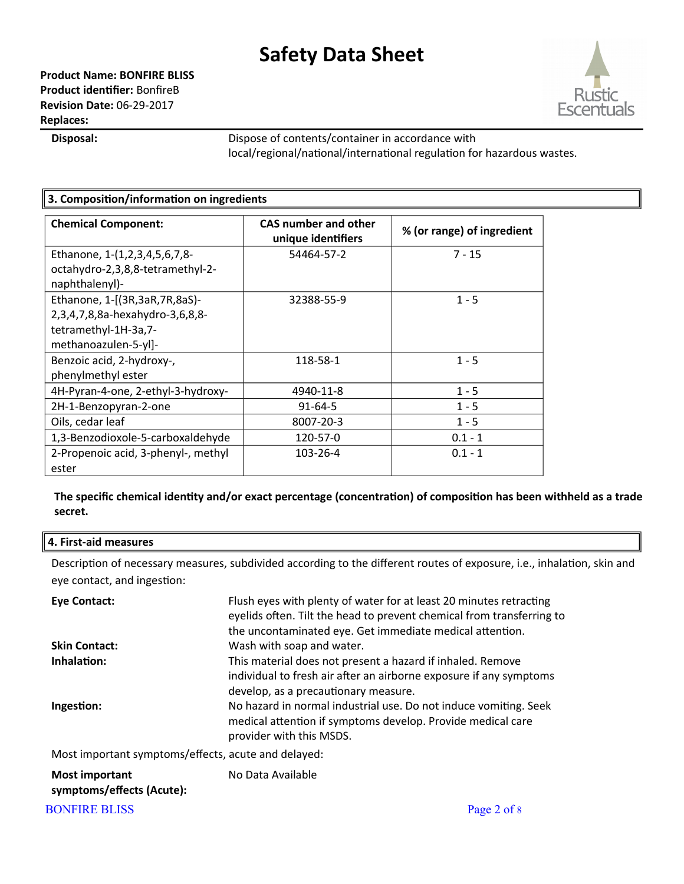**Disposal:** Dispose of contents/container in accordance with local/regional/national/international regulation for hazardous wastes.

## 3. Composition/information on ingredients

| Chemical Component: | CAS number and other unique identifiers | % (or range) of ingredient |
|---|---|---|
| Ethanone, 1-(1,2,3,4,5,6,7,8-octahydro-2,3,8,8-tetramethyl-2-naphthalenyl)- | 54464-57-2 | 7 - 15 |
| Ethanone, 1-[(3R,3aR,7R,8aS)-2,3,4,7,8,8a-hexahydro-3,6,8,8-tetramethyl-1H-3a,7-methanoazulen-5-yl]- | 32388-55-9 | 1 - 5 |
| Benzoic acid, 2-hydroxy-, phenylmethyl ester | 118-58-1 | 1 - 5 |
| 4H-Pyran-4-one, 2-ethyl-3-hydroxy- | 4940-11-8 | 1 - 5 |
| 2H-1-Benzopyran-2-one | 91-64-5 | 1 - 5 |
| Oils, cedar leaf | 8007-20-3 | 1 - 5 |
| 1,3-Benzodioxole-5-carboxaldehyde | 120-57-0 | 0.1 - 1 |
| 2-Propenoic acid, 3-phenyl-, methyl ester | 103-26-4 | 0.1 - 1 |

**The specific chemical identity and/or exact percentage (concentration) of composition has been withheld as a trade secret.**

## 4. First-aid measures

Description of necessary measures, subdivided according to the different routes of exposure, i.e., inhalation, skin and eye contact, and ingestion:

**Eye Contact:** Flush eyes with plenty of water for at least 20 minutes retracting eyelids often. Tilt the head to prevent chemical from transferring to the uncontaminated eye. Get immediate medical attention.

**Skin Contact:** Wash with soap and water.

**Inhalation:** This material does not present a hazard if inhaled. Remove individual to fresh air after an airborne exposure if any symptoms develop, as a precautionary measure.

**Ingestion:** No hazard in normal industrial use. Do not induce vomiting. Seek medical attention if symptoms develop. Provide medical care provider with this MSDS.

Most important symptoms/effects, acute and delayed:

**Most important symptoms/effects (Acute):** No Data Available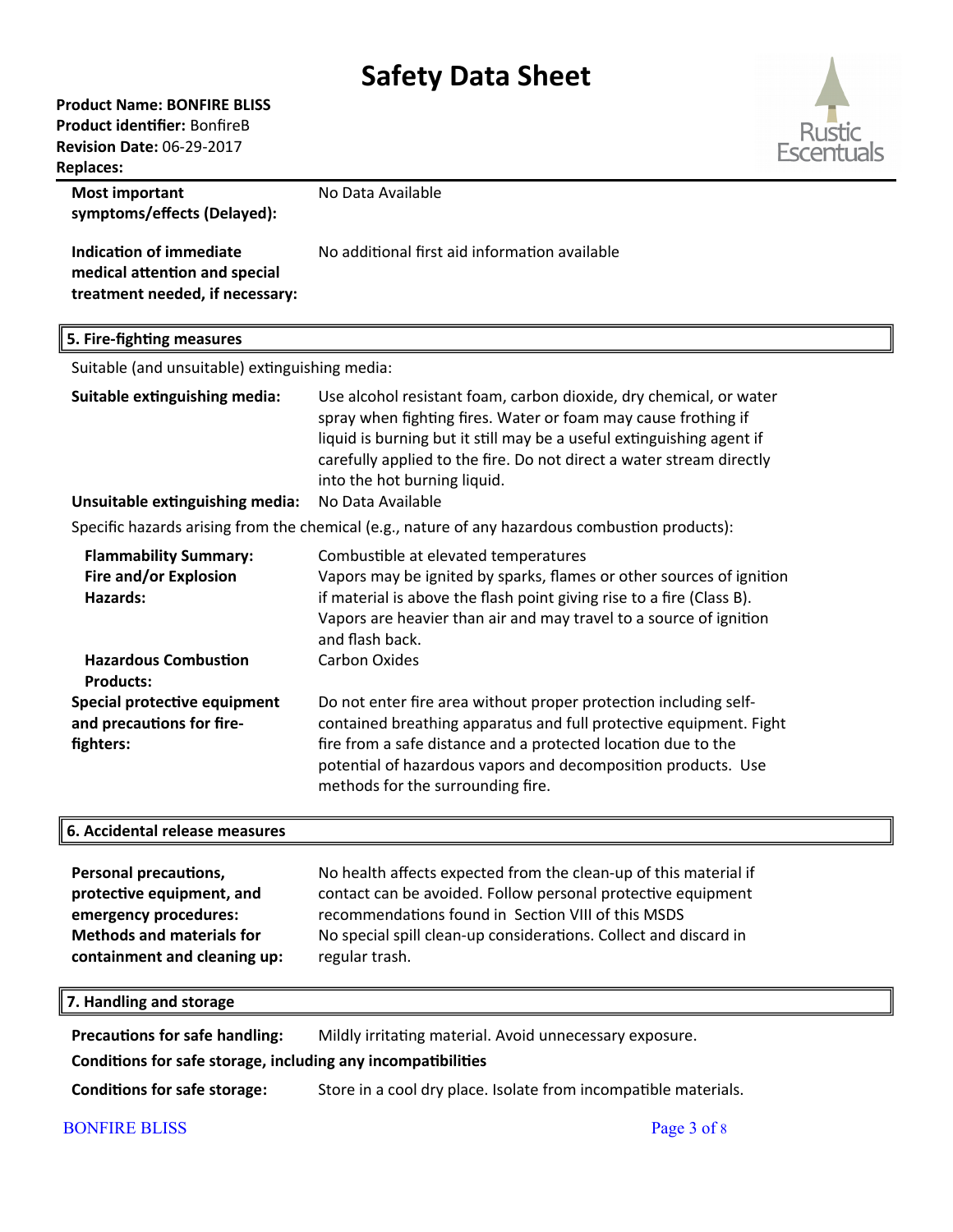| | |
|---|---|
| **Most important symptoms/effects (Delayed):** | No Data Available |
| **Indication of immediate medical attention and special treatment needed, if necessary:** | No additional first aid information available |

## 5. Fire-fighting measures

Suitable (and unsuitable) extinguishing media:

| | |
|---|---|
| **Suitable extinguishing media:** | Use alcohol resistant foam, carbon dioxide, dry chemical, or water spray when fighting fires. Water or foam may cause frothing if liquid is burning but it still may be a useful extinguishing agent if carefully applied to the fire. Do not direct a water stream directly into the hot burning liquid. |
| **Unsuitable extinguishing media:** | No Data Available |

Specific hazards arising from the chemical (e.g., nature of any hazardous combustion products):

| | |
|---|---|
| **Flammability Summary:** | Combustible at elevated temperatures |
| **Fire and/or Explosion Hazards:** | Vapors may be ignited by sparks, flames or other sources of ignition if material is above the flash point giving rise to a fire (Class B). Vapors are heavier than air and may travel to a source of ignition and flash back. |
| **Hazardous Combustion Products:** | Carbon Oxides |
| **Special protective equipment and precautions for fire-fighters:** | Do not enter fire area without proper protection including self-contained breathing apparatus and full protective equipment. Fight fire from a safe distance and a protected location due to the potential of hazardous vapors and decomposition products. Use methods for the surrounding fire. |

## 6. Accidental release measures

| | |
|---|---|
| **Personal precautions, protective equipment, and emergency procedures:** | No health affects expected from the clean-up of this material if contact can be avoided. Follow personal protective equipment recommendations found in Section VIII of this MSDS |
| **Methods and materials for containment and cleaning up:** | No special spill clean-up considerations. Collect and discard in regular trash. |

## 7. Handling and storage

| | |
|---|---|
| **Precautions for safe handling:** | Mildly irritating material. Avoid unnecessary exposure. |

**Conditions for safe storage, including any incompatibilities**

| | |
|---|---|
| **Conditions for safe storage:** | Store in a cool dry place. Isolate from incompatible materials. |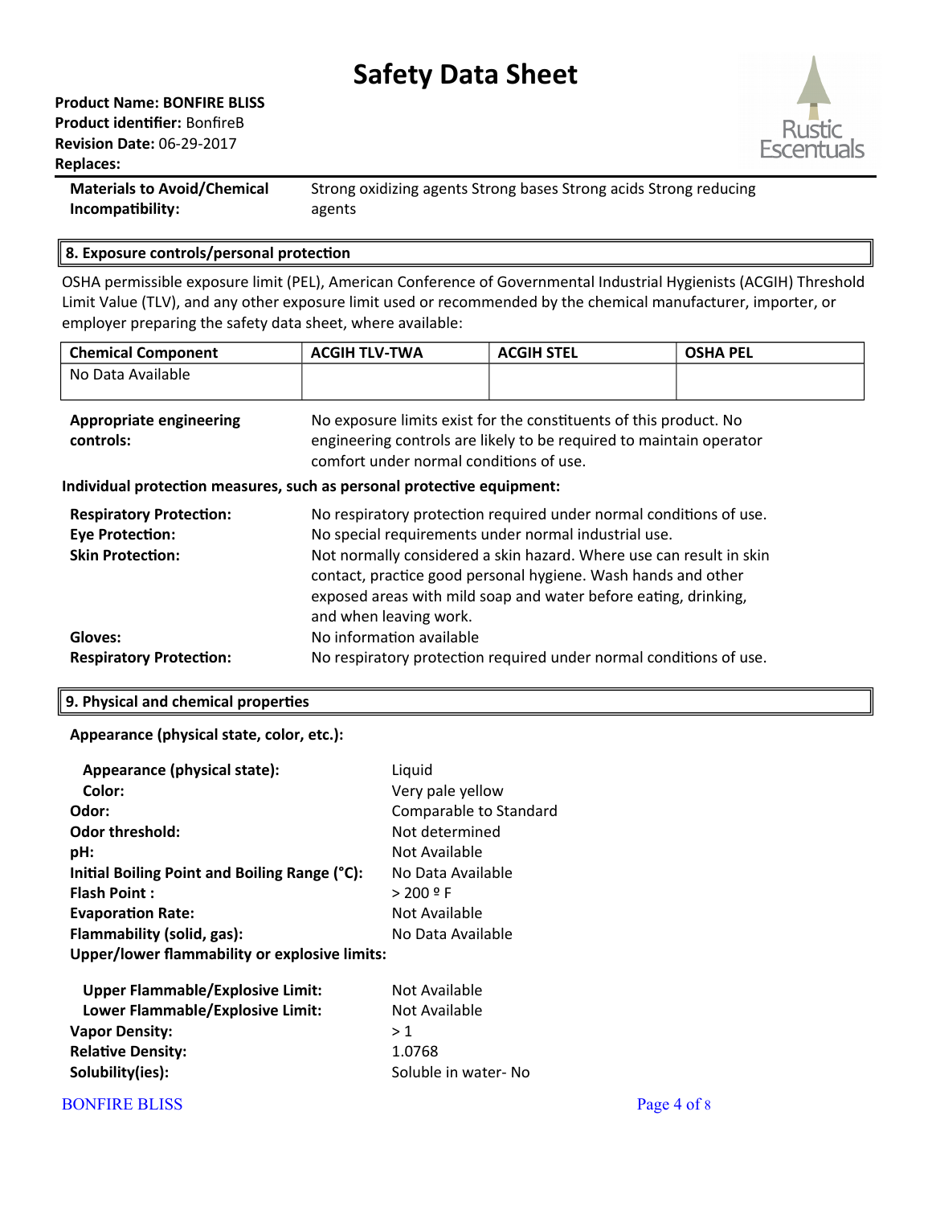**Materials to Avoid/Chemical Incompatibility:** Strong oxidizing agents Strong bases Strong acids Strong reducing agents

## 8. Exposure controls/personal protection

OSHA permissible exposure limit (PEL), American Conference of Governmental Industrial Hygienists (ACGIH) Threshold Limit Value (TLV), and any other exposure limit used or recommended by the chemical manufacturer, importer, or employer preparing the safety data sheet, where available:

| Chemical Component | ACGIH TLV-TWA | ACGIH STEL | OSHA PEL |
|---|---|---|---|
| No Data Available | | | |

**Appropriate engineering controls:** No exposure limits exist for the constituents of this product. No engineering controls are likely to be required to maintain operator comfort under normal conditions of use.

**Individual protection measures, such as personal protective equipment:**

**Respiratory Protection:** No respiratory protection required under normal conditions of use.

**Eye Protection:** No special requirements under normal industrial use.

**Skin Protection:** Not normally considered a skin hazard. Where use can result in skin contact, practice good personal hygiene. Wash hands and other exposed areas with mild soap and water before eating, drinking, and when leaving work.

**Gloves:** No information available

**Respiratory Protection:** No respiratory protection required under normal conditions of use.

## 9. Physical and chemical properties

**Appearance (physical state, color, etc.):**

**Appearance (physical state):** Liquid

**Color:** Very pale yellow

**Odor:** Comparable to Standard

**Odor threshold:** Not determined

**pH:** Not Available

**Initial Boiling Point and Boiling Range (°C):** No Data Available

**Flash Point :** > 200 º F

**Evaporation Rate:** Not Available

**Flammability (solid, gas):** No Data Available

**Upper/lower flammability or explosive limits:**

**Upper Flammable/Explosive Limit:** Not Available

**Lower Flammable/Explosive Limit:** Not Available

**Vapor Density:** > 1

**Relative Density:** 1.0768

**Solubility(ies):** Soluble in water- No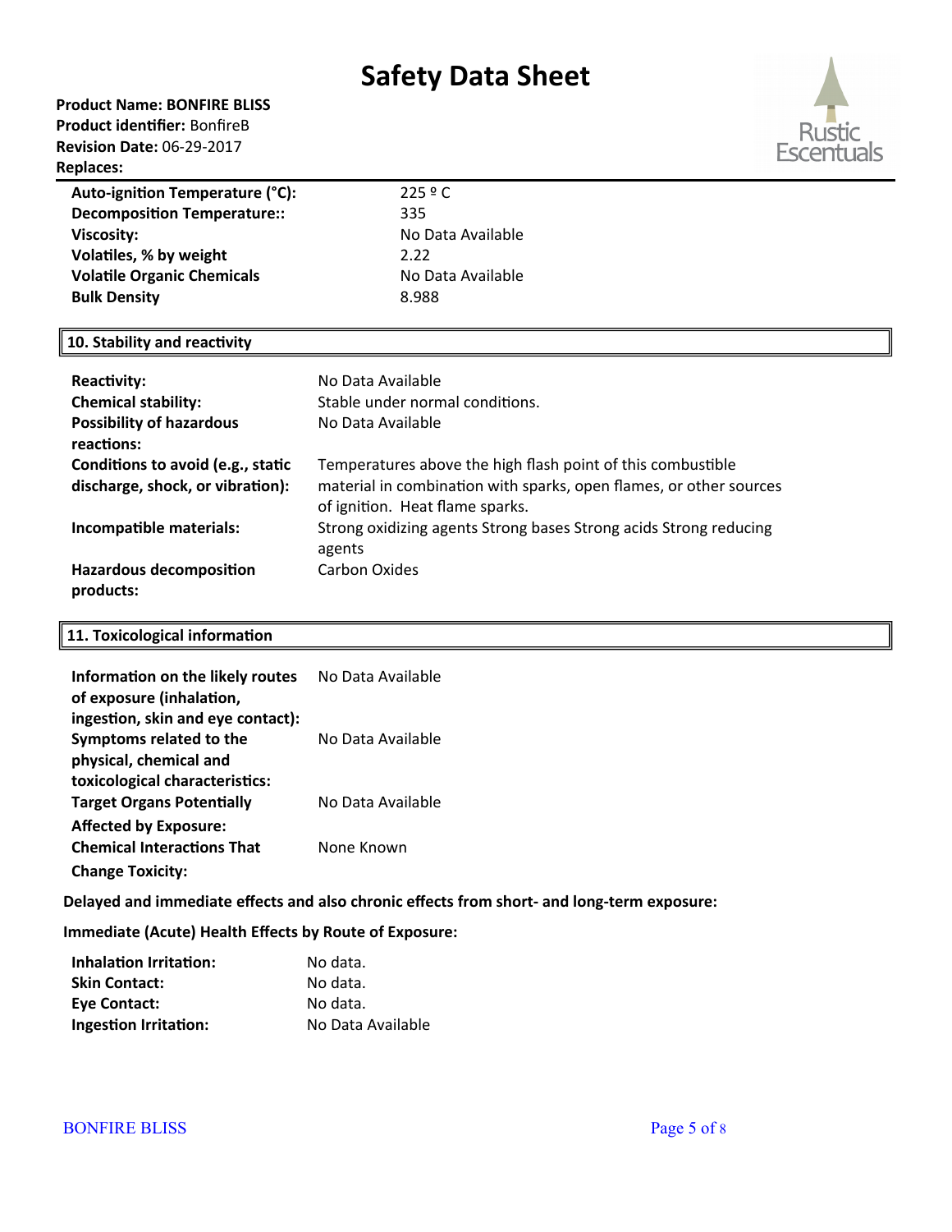| | |
|---|---|
| **Auto-ignition Temperature (°C):** | 225 º C |
| **Decomposition Temperature::** | 335 |
| **Viscosity:** | No Data Available |
| **Volatiles, % by weight** | 2.22 |
| **Volatile Organic Chemicals** | No Data Available |
| **Bulk Density** | 8.988 |

## 10. Stability and reactivity

| | |
|---|---|
| **Reactivity:** | No Data Available |
| **Chemical stability:** | Stable under normal conditions. |
| **Possibility of hazardous reactions:** | No Data Available |
| **Conditions to avoid (e.g., static discharge, shock, or vibration):** | Temperatures above the high flash point of this combustible material in combination with sparks, open flames, or other sources of ignition. Heat flame sparks. |
| **Incompatible materials:** | Strong oxidizing agents Strong bases Strong acids Strong reducing agents |
| **Hazardous decomposition products:** | Carbon Oxides |

## 11. Toxicological information

| | |
|---|---|
| **Information on the likely routes of exposure (inhalation, ingestion, skin and eye contact):** | No Data Available |
| **Symptoms related to the physical, chemical and toxicological characteristics:** | No Data Available |
| **Target Organs Potentially Affected by Exposure:** | No Data Available |
| **Chemical Interactions That Change Toxicity:** | None Known |

**Delayed and immediate effects and also chronic effects from short- and long-term exposure:**

**Immediate (Acute) Health Effects by Route of Exposure:**

| | |
|---|---|
| **Inhalation Irritation:** | No data. |
| **Skin Contact:** | No data. |
| **Eye Contact:** | No data. |
| **Ingestion Irritation:** | No Data Available |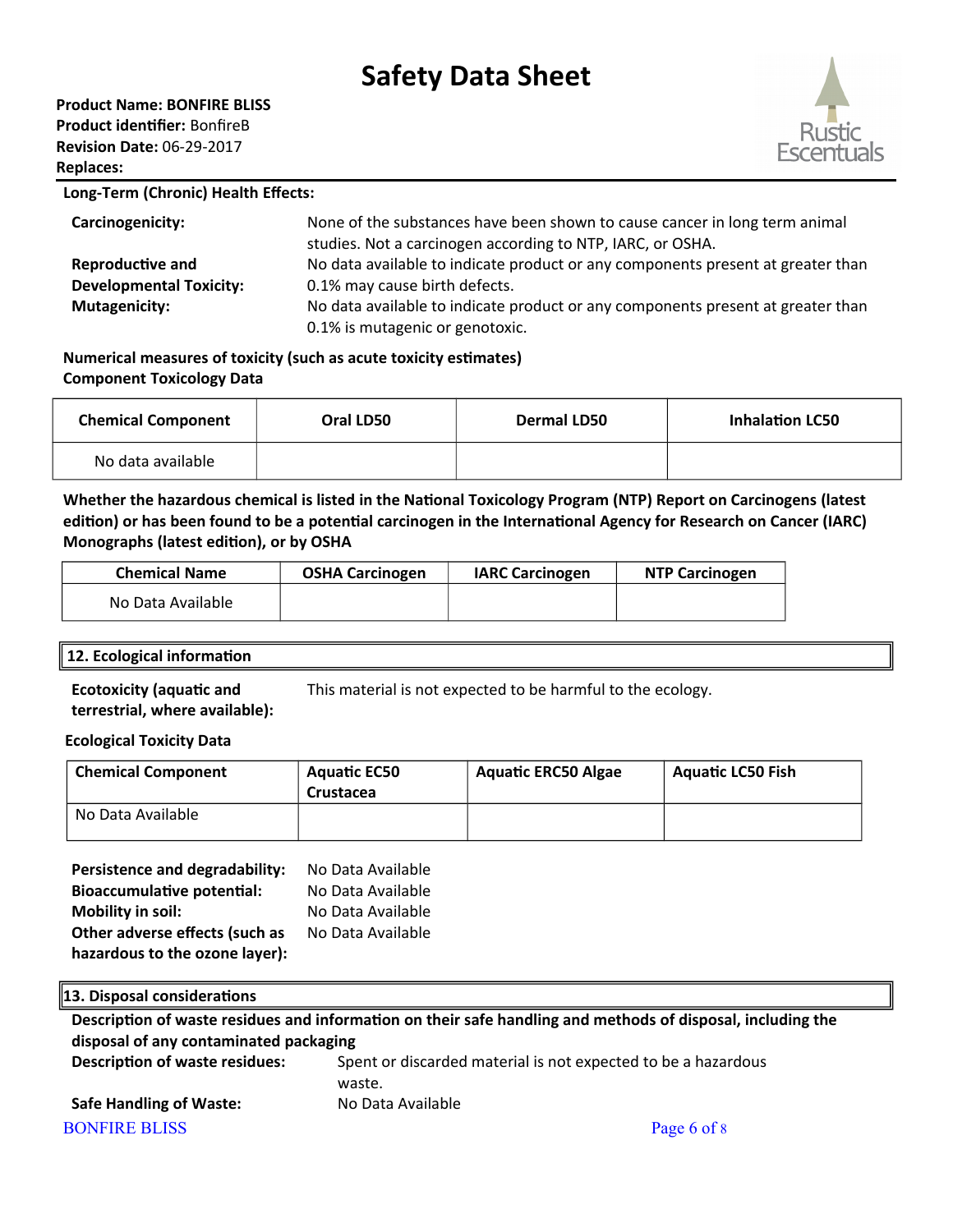**Long-Term (Chronic) Health Effects:**

**Carcinogenicity:** None of the substances have been shown to cause cancer in long term animal studies. Not a carcinogen according to NTP, IARC, or OSHA.

**Reproductive and Developmental Toxicity:** No data available to indicate product or any components present at greater than 0.1% may cause birth defects.

**Mutagenicity:** No data available to indicate product or any components present at greater than 0.1% is mutagenic or genotoxic.

**Numerical measures of toxicity (such as acute toxicity estimates)**

**Component Toxicology Data**

| Chemical Component | Oral LD50 | Dermal LD50 | Inhalation LC50 |
|---|---|---|---|
| No data available | | | |

**Whether the hazardous chemical is listed in the National Toxicology Program (NTP) Report on Carcinogens (latest edition) or has been found to be a potential carcinogen in the International Agency for Research on Cancer (IARC) Monographs (latest edition), or by OSHA**

| Chemical Name | OSHA Carcinogen | IARC Carcinogen | NTP Carcinogen |
|---|---|---|---|
| No Data Available | | | |

## 12. Ecological information

**Ecotoxicity (aquatic and terrestrial, where available):** This material is not expected to be harmful to the ecology.

**Ecological Toxicity Data**

| Chemical Component | Aquatic EC50 Crustacea | Aquatic ERC50 Algae | Aquatic LC50 Fish |
|---|---|---|---|
| No Data Available | | | |

**Persistence and degradability:** No Data Available

**Bioaccumulative potential:** No Data Available

**Mobility in soil:** No Data Available

**Other adverse effects (such as hazardous to the ozone layer):** No Data Available

## 13. Disposal considerations

**Description of waste residues and information on their safe handling and methods of disposal, including the disposal of any contaminated packaging**

**Description of waste residues:** Spent or discarded material is not expected to be a hazardous waste.

**Safe Handling of Waste:** No Data Available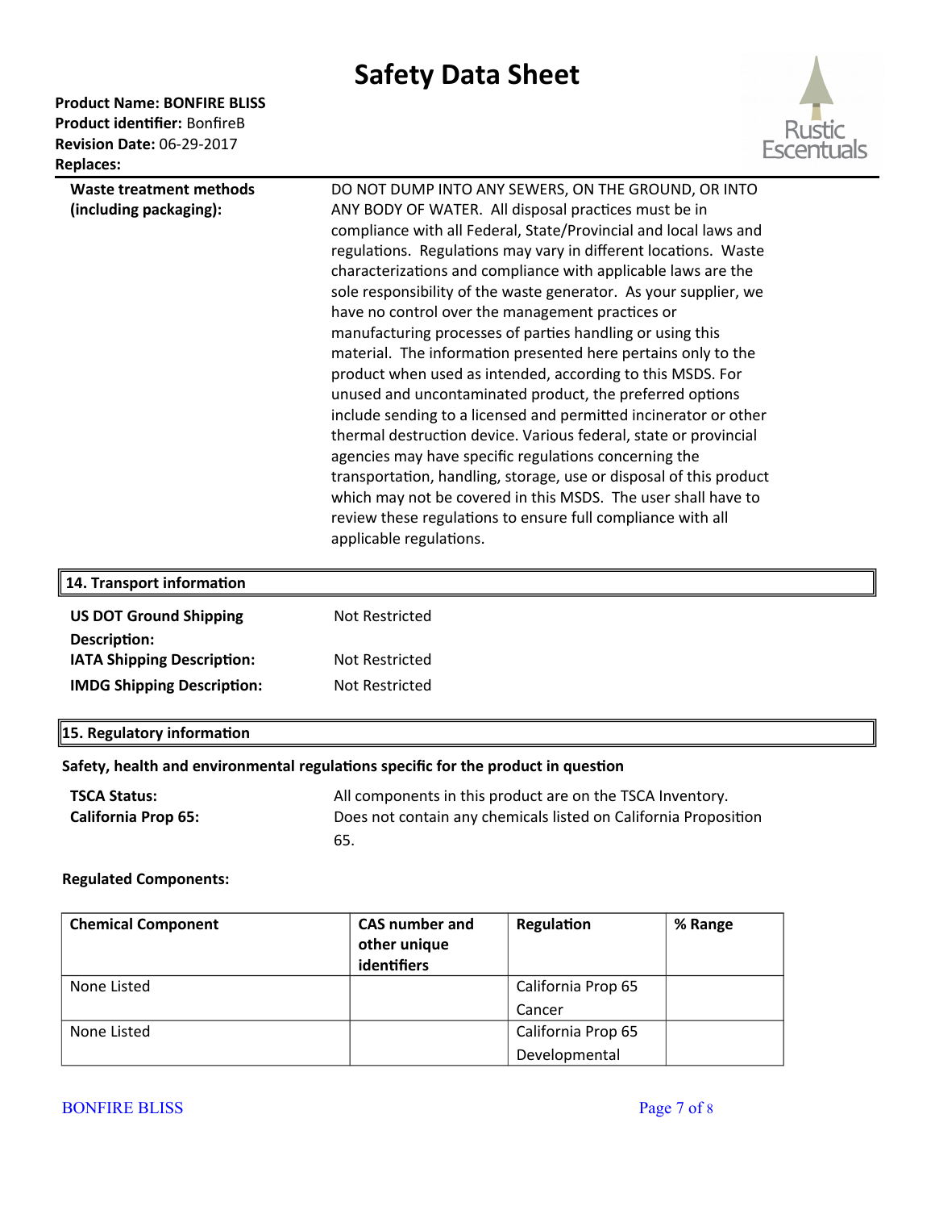| | |
|---|---|
| **Waste treatment methods (including packaging):** | DO NOT DUMP INTO ANY SEWERS, ON THE GROUND, OR INTO ANY BODY OF WATER. All disposal practices must be in compliance with all Federal, State/Provincial and local laws and regulations. Regulations may vary in different locations. Waste characterizations and compliance with applicable laws are the sole responsibility of the waste generator. As your supplier, we have no control over the management practices or manufacturing processes of parties handling or using this material. The information presented here pertains only to the product when used as intended, according to this MSDS. For unused and uncontaminated product, the preferred options include sending to a licensed and permitted incinerator or other thermal destruction device. Various federal, state or provincial agencies may have specific regulations concerning the transportation, handling, storage, use or disposal of this product which may not be covered in this MSDS. The user shall have to review these regulations to ensure full compliance with all applicable regulations. |

## 14. Transport information

| | |
|---|---|
| **US DOT Ground Shipping Description:** | Not Restricted |
| **IATA Shipping Description:** | Not Restricted |
| **IMDG Shipping Description:** | Not Restricted |

## 15. Regulatory information

**Safety, health and environmental regulations specific for the product in question**

| | |
|---|---|
| **TSCA Status:** | All components in this product are on the TSCA Inventory. |
| **California Prop 65:** | Does not contain any chemicals listed on California Proposition 65. |

**Regulated Components:**

| Chemical Component | CAS number and other unique identifiers | Regulation | % Range |
|---|---|---|---|
| None Listed | | California Prop 65 Cancer | |
| None Listed | | California Prop 65 Developmental | |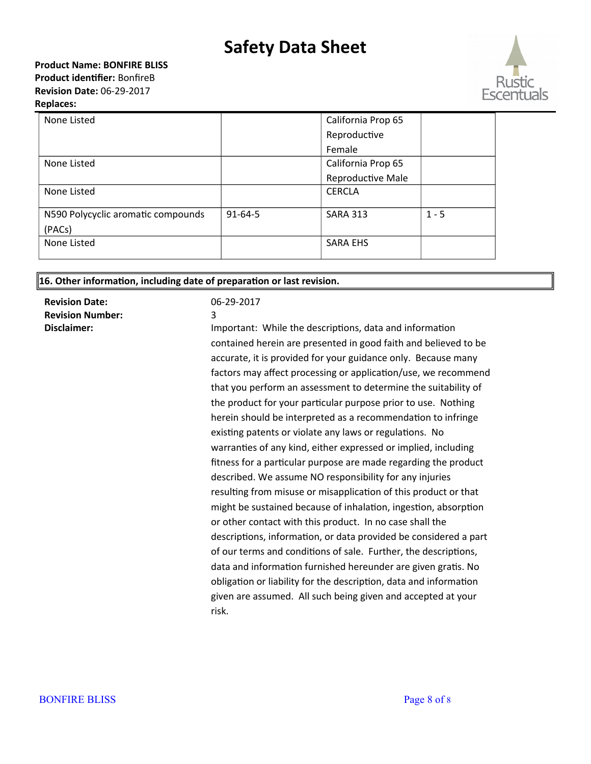| | | | |
|---|---|---|---|
| None Listed | | California Prop 65 Reproductive Female | |
| None Listed | | California Prop 65 Reproductive Male | |
| None Listed | | CERCLA | |
| N590 Polycyclic aromatic compounds (PACs) | 91-64-5 | SARA 313 | 1 - 5 |
| None Listed | | SARA EHS | |

## 16. Other information, including date of preparation or last revision.

**Revision Date:** 06-29-2017

**Revision Number:** 3

**Disclaimer:** Important: While the descriptions, data and information contained herein are presented in good faith and believed to be accurate, it is provided for your guidance only. Because many factors may affect processing or application/use, we recommend that you perform an assessment to determine the suitability of the product for your particular purpose prior to use. Nothing herein should be interpreted as a recommendation to infringe existing patents or violate any laws or regulations. No warranties of any kind, either expressed or implied, including fitness for a particular purpose are made regarding the product described. We assume NO responsibility for any injuries resulting from misuse or misapplication of this product or that might be sustained because of inhalation, ingestion, absorption or other contact with this product. In no case shall the descriptions, information, or data provided be considered a part of our terms and conditions of sale. Further, the descriptions, data and information furnished hereunder are given gratis. No obligation or liability for the description, data and information given are assumed. All such being given and accepted at your risk.